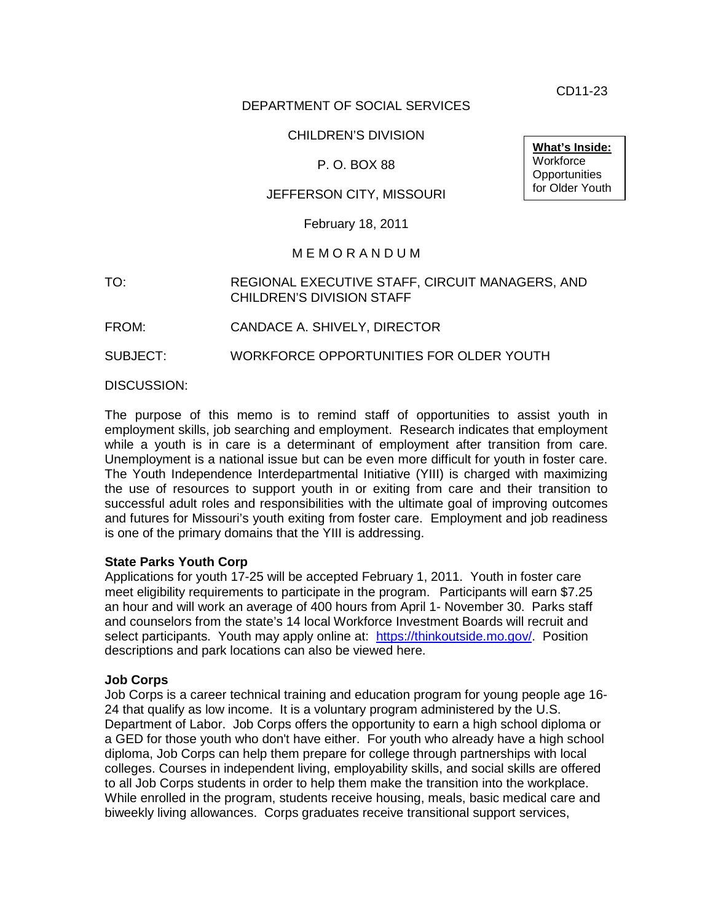CD11-23

DEPARTMENT OF SOCIAL SERVICES

CHILDREN'S DIVISION

P. O. BOX 88

JEFFERSON CITY, MISSOURI

February 18, 2011

**What's Inside:**
Workforce Opportunities for Older Youth

M E M O R A N D U M

TO: REGIONAL EXECUTIVE STAFF, CIRCUIT MANAGERS, AND CHILDREN'S DIVISION STAFF

FROM: CANDACE A. SHIVELY, DIRECTOR

SUBJECT: WORKFORCE OPPORTUNITIES FOR OLDER YOUTH

DISCUSSION:

The purpose of this memo is to remind staff of opportunities to assist youth in employment skills, job searching and employment. Research indicates that employment while a youth is in care is a determinant of employment after transition from care. Unemployment is a national issue but can be even more difficult for youth in foster care. The Youth Independence Interdepartmental Initiative (YIII) is charged with maximizing the use of resources to support youth in or exiting from care and their transition to successful adult roles and responsibilities with the ultimate goal of improving outcomes and futures for Missouri's youth exiting from foster care. Employment and job readiness is one of the primary domains that the YIII is addressing.

**State Parks Youth Corp**

Applications for youth 17-25 will be accepted February 1, 2011. Youth in foster care meet eligibility requirements to participate in the program. Participants will earn $7.25 an hour and will work an average of 400 hours from April 1- November 30. Parks staff and counselors from the state's 14 local Workforce Investment Boards will recruit and select participants. Youth may apply online at: [https://thinkoutside.mo.gov/](https://thinkoutside.mo.gov/). Position descriptions and park locations can also be viewed here.

**Job Corps**

Job Corps is a career technical training and education program for young people age 16-24 that qualify as low income. It is a voluntary program administered by the U.S. Department of Labor. Job Corps offers the opportunity to earn a high school diploma or a GED for those youth who don't have either. For youth who already have a high school diploma, Job Corps can help them prepare for college through partnerships with local colleges. Courses in independent living, employability skills, and social skills are offered to all Job Corps students in order to help them make the transition into the workplace. While enrolled in the program, students receive housing, meals, basic medical care and biweekly living allowances. Corps graduates receive transitional support services,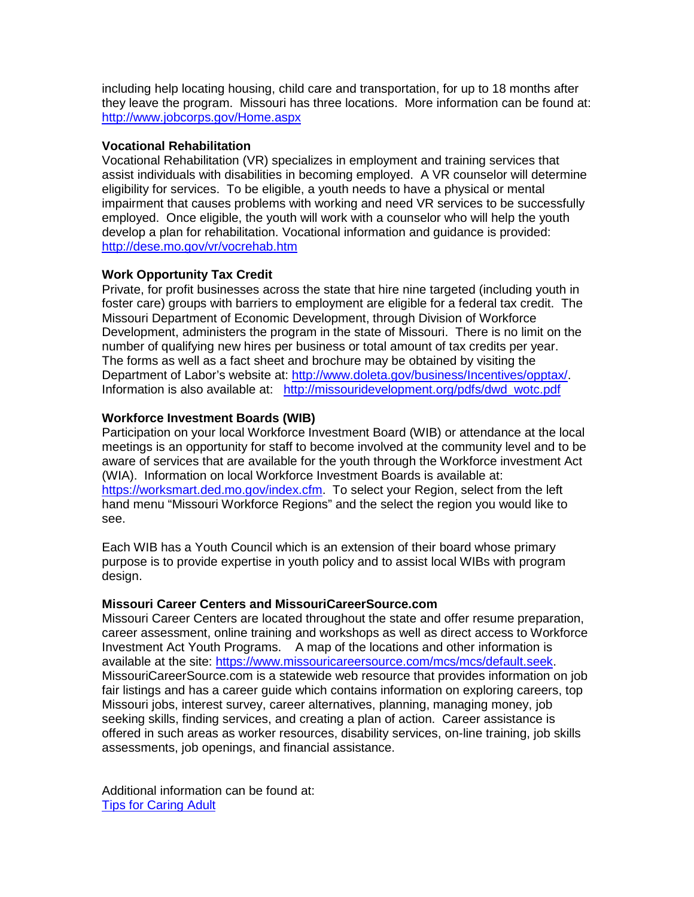including help locating housing, child care and transportation, for up to 18 months after they leave the program. Missouri has three locations. More information can be found at: [http://www.jobcorps.gov/Home.aspx](http://www.jobcorps.gov/Home.aspx)

**Vocational Rehabilitation**

Vocational Rehabilitation (VR) specializes in employment and training services that assist individuals with disabilities in becoming employed. A VR counselor will determine eligibility for services. To be eligible, a youth needs to have a physical or mental impairment that causes problems with working and need VR services to be successfully employed. Once eligible, the youth will work with a counselor who will help the youth develop a plan for rehabilitation. Vocational information and guidance is provided: [http://dese.mo.gov/vr/vocrehab.htm](http://dese.mo.gov/vr/vocrehab.htm)

**Work Opportunity Tax Credit**

Private, for profit businesses across the state that hire nine targeted (including youth in foster care) groups with barriers to employment are eligible for a federal tax credit. The Missouri Department of Economic Development, through Division of Workforce Development, administers the program in the state of Missouri. There is no limit on the number of qualifying new hires per business or total amount of tax credits per year. The forms as well as a fact sheet and brochure may be obtained by visiting the Department of Labor's website at: [http://www.doleta.gov/business/Incentives/opptax/](http://www.doleta.gov/business/Incentives/opptax/). Information is also available at: [http://missouridevelopment.org/pdfs/dwd_wotc.pdf](http://missouridevelopment.org/pdfs/dwd_wotc.pdf)

**Workforce Investment Boards (WIB)**

Participation on your local Workforce Investment Board (WIB) or attendance at the local meetings is an opportunity for staff to become involved at the community level and to be aware of services that are available for the youth through the Workforce investment Act (WIA). Information on local Workforce Investment Boards is available at: [https://worksmart.ded.mo.gov/index.cfm](https://worksmart.ded.mo.gov/index.cfm). To select your Region, select from the left hand menu "Missouri Workforce Regions" and the select the region you would like to see.

Each WIB has a Youth Council which is an extension of their board whose primary purpose is to provide expertise in youth policy and to assist local WIBs with program design.

**Missouri Career Centers and MissouriCareerSource.com**

Missouri Career Centers are located throughout the state and offer resume preparation, career assessment, online training and workshops as well as direct access to Workforce Investment Act Youth Programs. A map of the locations and other information is available at the site: [https://www.missouricareersource.com/mcs/mcs/default.seek](https://www.missouricareersource.com/mcs/mcs/default.seek). MissouriCareerSource.com is a statewide web resource that provides information on job fair listings and has a career guide which contains information on exploring careers, top Missouri jobs, interest survey, career alternatives, planning, managing money, job seeking skills, finding services, and creating a plan of action. Career assistance is offered in such areas as worker resources, disability services, on-line training, job skills assessments, job openings, and financial assistance.

Additional information can be found at:
Tips for Caring Adult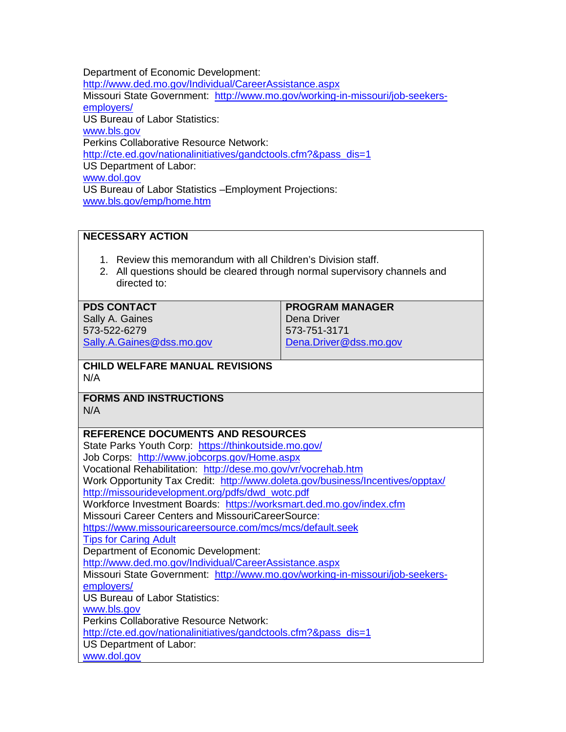Department of Economic Development:
http://www.ded.mo.gov/Individual/CareerAssistance.aspx
Missouri State Government: http://www.mo.gov/working-in-missouri/job-seekers-employers/
US Bureau of Labor Statistics:
www.bls.gov
Perkins Collaborative Resource Network:
http://cte.ed.gov/nationalinitiatives/gandctools.cfm?&pass_dis=1
US Department of Labor:
www.dol.gov
US Bureau of Labor Statistics –Employment Projections:
www.bls.gov/emp/home.htm

**NECESSARY ACTION**

1. Review this memorandum with all Children's Division staff.
2. All questions should be cleared through normal supervisory channels and directed to:

| **PDS CONTACT** | **PROGRAM MANAGER** |
|---|---|
| Sally A. Gaines<br>573-522-6279<br>Sally.A.Gaines@dss.mo.gov | Dena Driver<br>573-751-3171<br>Dena.Driver@dss.mo.gov |

**CHILD WELFARE MANUAL REVISIONS**
N/A

**FORMS AND INSTRUCTIONS**
N/A

**REFERENCE DOCUMENTS AND RESOURCES**
State Parks Youth Corp: https://thinkoutside.mo.gov/
Job Corps: http://www.jobcorps.gov/Home.aspx
Vocational Rehabilitation: http://dese.mo.gov/vr/vocrehab.htm
Work Opportunity Tax Credit: http://www.doleta.gov/business/Incentives/opptax/
http://missouridevelopment.org/pdfs/dwd_wotc.pdf
Workforce Investment Boards: https://worksmart.ded.mo.gov/index.cfm
Missouri Career Centers and MissouriCareerSource:
https://www.missouricareersource.com/mcs/mcs/default.seek
Tips for Caring Adult
Department of Economic Development:
http://www.ded.mo.gov/Individual/CareerAssistance.aspx
Missouri State Government: http://www.mo.gov/working-in-missouri/job-seekers-employers/
US Bureau of Labor Statistics:
www.bls.gov
Perkins Collaborative Resource Network:
http://cte.ed.gov/nationalinitiatives/gandctools.cfm?&pass_dis=1
US Department of Labor:
www.dol.gov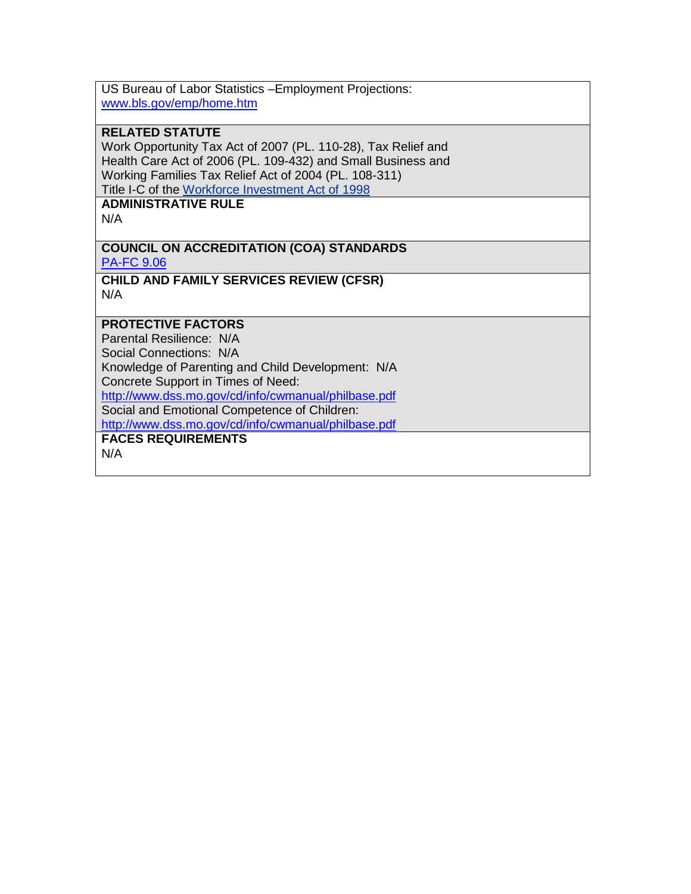US Bureau of Labor Statistics –Employment Projections:
[www.bls.gov/emp/home.htm](www.bls.gov/emp/home.htm)

**RELATED STATUTE**

Work Opportunity Tax Act of 2007 (PL. 110-28), Tax Relief and Health Care Act of 2006 (PL. 109-432) and Small Business and Working Families Tax Relief Act of 2004 (PL. 108-311)
Title I-C of the Workforce Investment Act of 1998

**ADMINISTRATIVE RULE**

N/A

**COUNCIL ON ACCREDITATION (COA) STANDARDS**

PA-FC 9.06

**CHILD AND FAMILY SERVICES REVIEW (CFSR)**

N/A

**PROTECTIVE FACTORS**

Parental Resilience: N/A
Social Connections: N/A
Knowledge of Parenting and Child Development: N/A
Concrete Support in Times of Need:
http://www.dss.mo.gov/cd/info/cwmanual/philbase.pdf
Social and Emotional Competence of Children:
http://www.dss.mo.gov/cd/info/cwmanual/philbase.pdf

**FACES REQUIREMENTS**

N/A